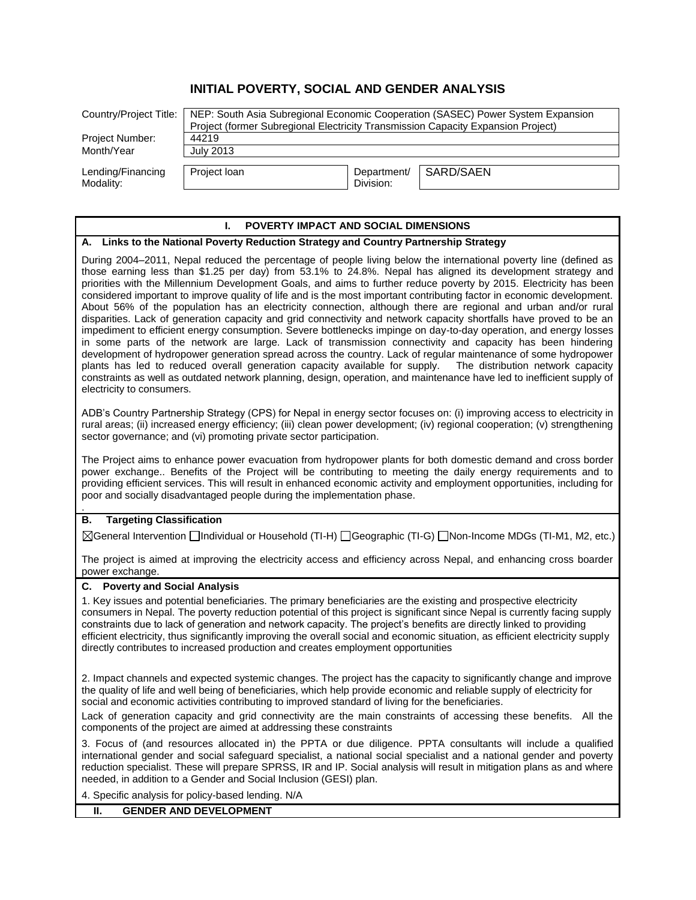# INITIAL POVERTY, SOCIAL AND GENDER ANALYSIS

| | | | |
|---|---|---|---|
| Country/Project Title: | NEP: South Asia Subregional Economic Cooperation (SASEC) Power System Expansion Project (former Subregional Electricity Transmission Capacity Expansion Project) | | |
| Project Number: | 44219 | | |
| Month/Year | July 2013 | | |
| Lending/Financing Modality: | Project loan | Department/ Division: | SARD/SAEN |

## I. POVERTY IMPACT AND SOCIAL DIMENSIONS

### A. Links to the National Poverty Reduction Strategy and Country Partnership Strategy

During 2004–2011, Nepal reduced the percentage of people living below the international poverty line (defined as those earning less than $1.25 per day) from 53.1% to 24.8%. Nepal has aligned its development strategy and priorities with the Millennium Development Goals, and aims to further reduce poverty by 2015. Electricity has been considered important to improve quality of life and is the most important contributing factor in economic development. About 56% of the population has an electricity connection, although there are regional and urban and/or rural disparities. Lack of generation capacity and grid connectivity and network capacity shortfalls have proved to be an impediment to efficient energy consumption. Severe bottlenecks impinge on day-to-day operation, and energy losses in some parts of the network are large. Lack of transmission connectivity and capacity has been hindering development of hydropower generation spread across the country. Lack of regular maintenance of some hydropower plants has led to reduced overall generation capacity available for supply. The distribution network capacity constraints as well as outdated network planning, design, operation, and maintenance have led to inefficient supply of electricity to consumers.

ADB's Country Partnership Strategy (CPS) for Nepal in energy sector focuses on: (i) improving access to electricity in rural areas; (ii) increased energy efficiency; (iii) clean power development; (iv) regional cooperation; (v) strengthening sector governance; and (vi) promoting private sector participation.

The Project aims to enhance power evacuation from hydropower plants for both domestic demand and cross border power exchange.. Benefits of the Project will be contributing to meeting the daily energy requirements and to providing efficient services. This will result in enhanced economic activity and employment opportunities, including for poor and socially disadvantaged people during the implementation phase.

.

### B. Targeting Classification

☒General Intervention ☐Individual or Household (TI-H) ☐Geographic (TI-G) ☐Non-Income MDGs (TI-M1, M2, etc.)

The project is aimed at improving the electricity access and efficiency across Nepal, and enhancing cross boarder power exchange.

### C. Poverty and Social Analysis

1. Key issues and potential beneficiaries. The primary beneficiaries are the existing and prospective electricity consumers in Nepal. The poverty reduction potential of this project is significant since Nepal is currently facing supply constraints due to lack of generation and network capacity. The project's benefits are directly linked to providing efficient electricity, thus significantly improving the overall social and economic situation, as efficient electricity supply directly contributes to increased production and creates employment opportunities

2. Impact channels and expected systemic changes. The project has the capacity to significantly change and improve the quality of life and well being of beneficiaries, which help provide economic and reliable supply of electricity for social and economic activities contributing to improved standard of living for the beneficiaries.

Lack of generation capacity and grid connectivity are the main constraints of accessing these benefits. All the components of the project are aimed at addressing these constraints

3. Focus of (and resources allocated in) the PPTA or due diligence. PPTA consultants will include a qualified international gender and social safeguard specialist, a national social specialist and a national gender and poverty reduction specialist. These will prepare SPRSS, IR and IP. Social analysis will result in mitigation plans as and where needed, in addition to a Gender and Social Inclusion (GESI) plan.

4. Specific analysis for policy-based lending. N/A

## II. GENDER AND DEVELOPMENT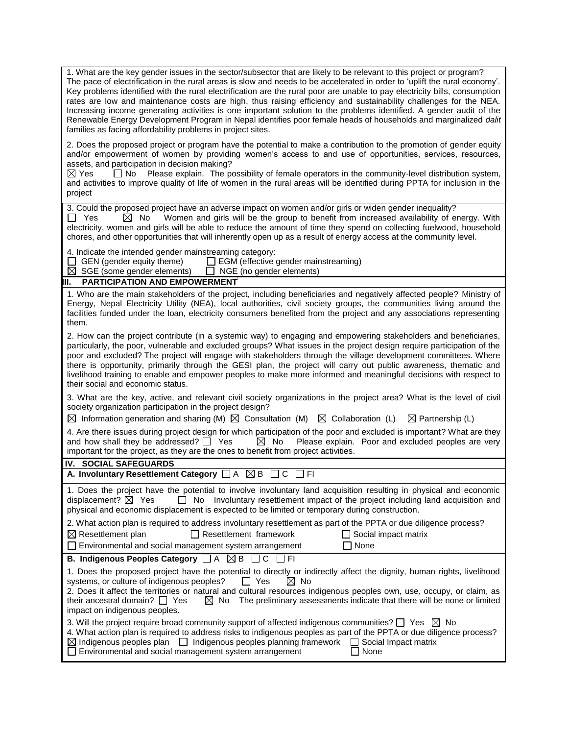1. What are the key gender issues in the sector/subsector that are likely to be relevant to this project or program? The pace of electrification in the rural areas is slow and needs to be accelerated in order to 'uplift the rural economy'. Key problems identified with the rural electrification are the rural poor are unable to pay electricity bills, consumption rates are low and maintenance costs are high, thus raising efficiency and sustainability challenges for the NEA. Increasing income generating activities is one important solution to the problems identified. A gender audit of the Renewable Energy Development Program in Nepal identifies poor female heads of households and marginalized *dalit* families as facing affordability problems in project sites.

2. Does the proposed project or program have the potential to make a contribution to the promotion of gender equity and/or empowerment of women by providing women's access to and use of opportunities, services, resources, assets, and participation in decision making?
☒ Yes ☐ No Please explain. The possibility of female operators in the community-level distribution system, and activities to improve quality of life of women in the rural areas will be identified during PPTA for inclusion in the project

3. Could the proposed project have an adverse impact on women and/or girls or widen gender inequality?
☐ Yes ☒ No Women and girls will be the group to benefit from increased availability of energy. With electricity, women and girls will be able to reduce the amount of time they spend on collecting fuelwood, household chores, and other opportunities that will inherently open up as a result of energy access at the community level.

4. Indicate the intended gender mainstreaming category:
☐ GEN (gender equity theme) ☐ EGM (effective gender mainstreaming)
☒ SGE (some gender elements) ☐ NGE (no gender elements)

## III. PARTICIPATION AND EMPOWERMENT[i]

1. Who are the main stakeholders of the project, including beneficiaries and negatively affected people? Ministry of Energy, Nepal Electricity Utility (NEA), local authorities, civil society groups, the communities living around the facilities funded under the loan, electricity consumers benefited from the project and any associations representing them.

2. How can the project contribute (in a systemic way) to engaging and empowering stakeholders and beneficiaries, particularly, the poor, vulnerable and excluded groups? What issues in the project design require participation of the poor and excluded? The project will engage with stakeholders through the village development committees. Where there is opportunity, primarily through the GESI plan, the project will carry out public awareness, thematic and livelihood training to enable and empower peoples to make more informed and meaningful decisions with respect to their social and economic status.

3. What are the key, active, and relevant civil society organizations in the project area? What is the level of civil society organization participation in the project design?
☒ Information generation and sharing (M) ☒ Consultation (M) ☒ Collaboration (L) ☒ Partnership (L)

4. Are there issues during project design for which participation of the poor and excluded is important? What are they and how shall they be addressed? ☐ Yes ☒ No Please explain. Poor and excluded peoples are very important for the project, as they are the ones to benefit from project activities.

## IV. SOCIAL SAFEGUARDS

**A. Involuntary Resettlement Category** ☐ A ☒ B ☐ C ☐ FI

1. Does the project have the potential to involve involuntary land acquisition resulting in physical and economic displacement? ☒ Yes ☐ No Involuntary resettlement impact of the project including land acquisition and physical and economic displacement is expected to be limited or temporary during construction.

2. What action plan is required to address involuntary resettlement as part of the PPTA or due diligence process?
☒ Resettlement plan ☐ Resettlement framework ☐ Social impact matrix
☐ Environmental and social management system arrangement ☐ None

**B. Indigenous Peoples Category** ☐ A ☒ B ☐ C ☐ FI

1. Does the proposed project have the potential to directly or indirectly affect the dignity, human rights, livelihood systems, or culture of indigenous peoples? ☐ Yes ☒ No
2. Does it affect the territories or natural and cultural resources indigenous peoples own, use, occupy, or claim, as their ancestral domain? ☐ Yes ☒ No The preliminary assessments indicate that there will be none or limited impact on indigenous peoples.

3. Will the project require broad community support of affected indigenous communities? ☐ Yes ☒ No
4. What action plan is required to address risks to indigenous peoples as part of the PPTA or due diligence process?
☒ Indigenous peoples plan ☐ Indigenous peoples planning framework ☐ Social Impact matrix
☐ Environmental and social management system arrangement ☐ None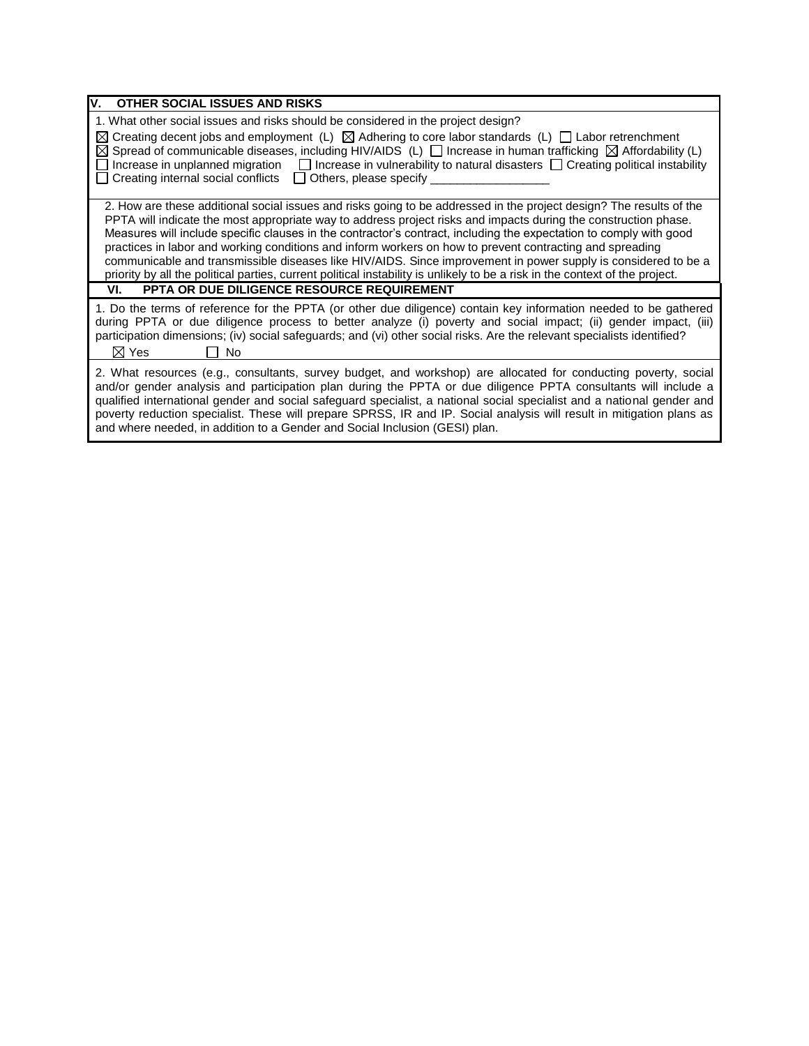## V. OTHER SOCIAL ISSUES AND RISKS

1. What other social issues and risks should be considered in the project design?

☒ Creating decent jobs and employment (L) ☒ Adhering to core labor standards (L) ☐ Labor retrenchment
☒ Spread of communicable diseases, including HIV/AIDS (L) ☐ Increase in human trafficking ☒ Affordability (L)
☐ Increase in unplanned migration ☐ Increase in vulnerability to natural disasters ☐ Creating political instability
☐ Creating internal social conflicts ☐ Others, please specify __________________

2. How are these additional social issues and risks going to be addressed in the project design? The results of the PPTA will indicate the most appropriate way to address project risks and impacts during the construction phase. Measures will include specific clauses in the contractor's contract, including the expectation to comply with good practices in labor and working conditions and inform workers on how to prevent contracting and spreading communicable and transmissible diseases like HIV/AIDS. Since improvement in power supply is considered to be a priority by all the political parties, current political instability is unlikely to be a risk in the context of the project.

## VI. PPTA OR DUE DILIGENCE RESOURCE REQUIREMENT

1. Do the terms of reference for the PPTA (or other due diligence) contain key information needed to be gathered during PPTA or due diligence process to better analyze (i) poverty and social impact; (ii) gender impact, (iii) participation dimensions; (iv) social safeguards; and (vi) other social risks. Are the relevant specialists identified?

☒ Yes ☐ No

2. What resources (e.g., consultants, survey budget, and workshop) are allocated for conducting poverty, social and/or gender analysis and participation plan during the PPTA or due diligence PPTA consultants will include a qualified international gender and social safeguard specialist, a national social specialist and a national gender and poverty reduction specialist. These will prepare SPRSS, IR and IP. Social analysis will result in mitigation plans as and where needed, in addition to a Gender and Social Inclusion (GESI) plan.